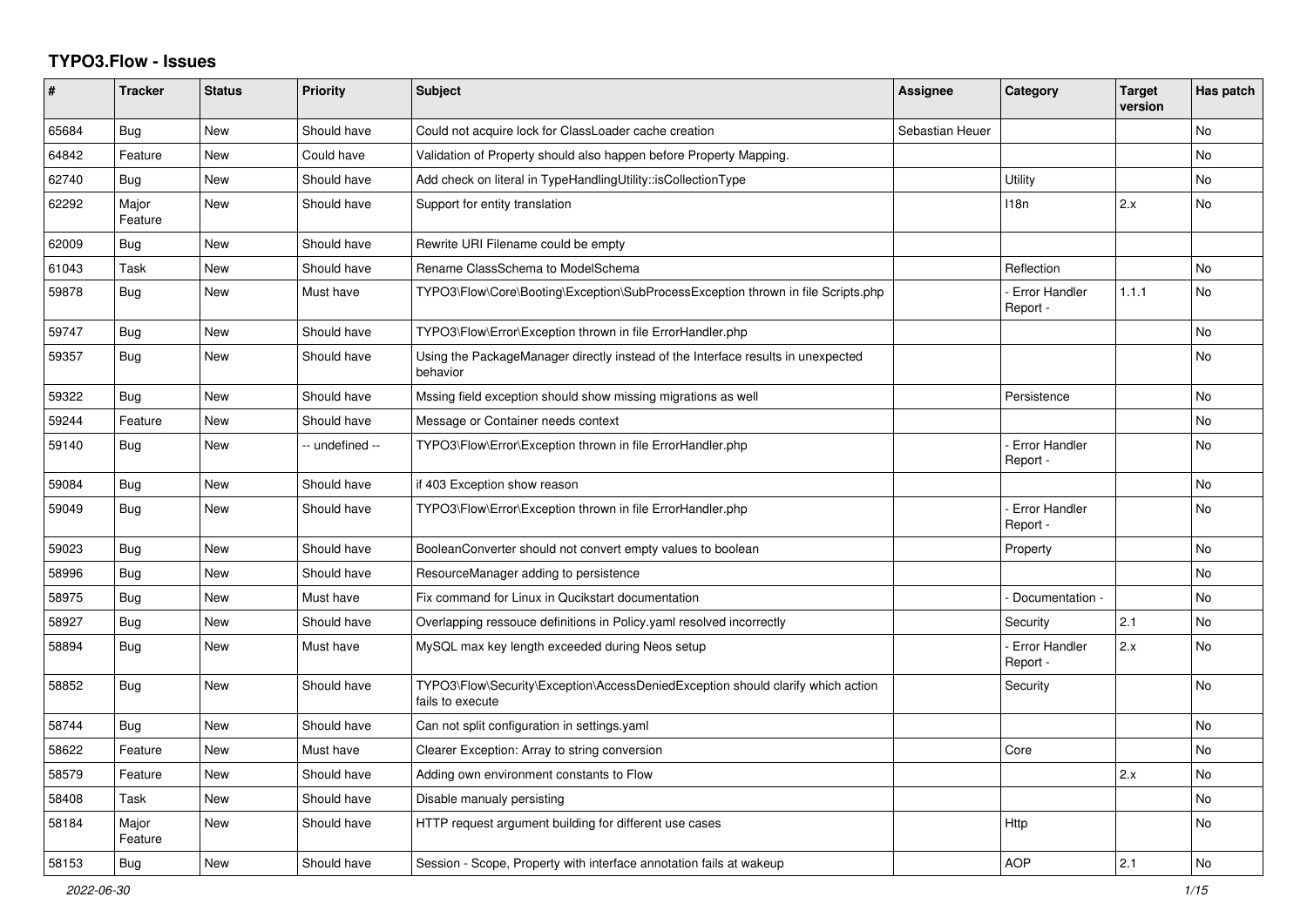# TYPO3.Flow - Issues

| # | Tracker | Status | Priority | Subject | Assignee | Category | Target version | Has patch |
|---|---|---|---|---|---|---|---|---|
| 65684 | Bug | New | Should have | Could not acquire lock for ClassLoader cache creation | Sebastian Heuer | | | No |
| 64842 | Feature | New | Could have | Validation of Property should also happen before Property Mapping. | | | | No |
| 62740 | Bug | New | Should have | Add check on literal in TypeHandlingUtility::isCollectionType | | Utility | | No |
| 62292 | Major Feature | New | Should have | Support for entity translation | | I18n | 2.x | No |
| 62009 | Bug | New | Should have | Rewrite URI Filename could be empty | | | | |
| 61043 | Task | New | Should have | Rename ClassSchema to ModelSchema | | Reflection | | No |
| 59878 | Bug | New | Must have | TYPO3\Flow\Core\Booting\Exception\SubProcessException thrown in file Scripts.php | | - Error Handler Report - | 1.1.1 | No |
| 59747 | Bug | New | Should have | TYPO3\Flow\Error\Exception thrown in file ErrorHandler.php | | | | No |
| 59357 | Bug | New | Should have | Using the PackageManager directly instead of the Interface results in unexpected behavior | | | | No |
| 59322 | Bug | New | Should have | Mssing field exception should show missing migrations as well | | Persistence | | No |
| 59244 | Feature | New | Should have | Message or Container needs context | | | | No |
| 59140 | Bug | New | -- undefined -- | TYPO3\Flow\Error\Exception thrown in file ErrorHandler.php | | - Error Handler Report - | | No |
| 59084 | Bug | New | Should have | if 403 Exception show reason | | | | No |
| 59049 | Bug | New | Should have | TYPO3\Flow\Error\Exception thrown in file ErrorHandler.php | | - Error Handler Report - | | No |
| 59023 | Bug | New | Should have | BooleanConverter should not convert empty values to boolean | | Property | | No |
| 58996 | Bug | New | Should have | ResourceManager adding to persistence | | | | No |
| 58975 | Bug | New | Must have | Fix command for Linux in Qucikstart documentation | | - Documentation - | | No |
| 58927 | Bug | New | Should have | Overlapping ressouce definitions in Policy.yaml resolved incorrectly | | Security | 2.1 | No |
| 58894 | Bug | New | Must have | MySQL max key length exceeded during Neos setup | | - Error Handler Report - | 2.x | No |
| 58852 | Bug | New | Should have | TYPO3\Flow\Security\Exception\AccessDeniedException should clarify which action fails to execute | | Security | | No |
| 58744 | Bug | New | Should have | Can not split configuration in settings.yaml | | | | No |
| 58622 | Feature | New | Must have | Clearer Exception: Array to string conversion | | Core | | No |
| 58579 | Feature | New | Should have | Adding own environment constants to Flow | | | 2.x | No |
| 58408 | Task | New | Should have | Disable manualy persisting | | | | No |
| 58184 | Major Feature | New | Should have | HTTP request argument building for different use cases | | Http | | No |
| 58153 | Bug | New | Should have | Session - Scope, Property with interface annotation fails at wakeup | | AOP | 2.1 | No |

2022-06-30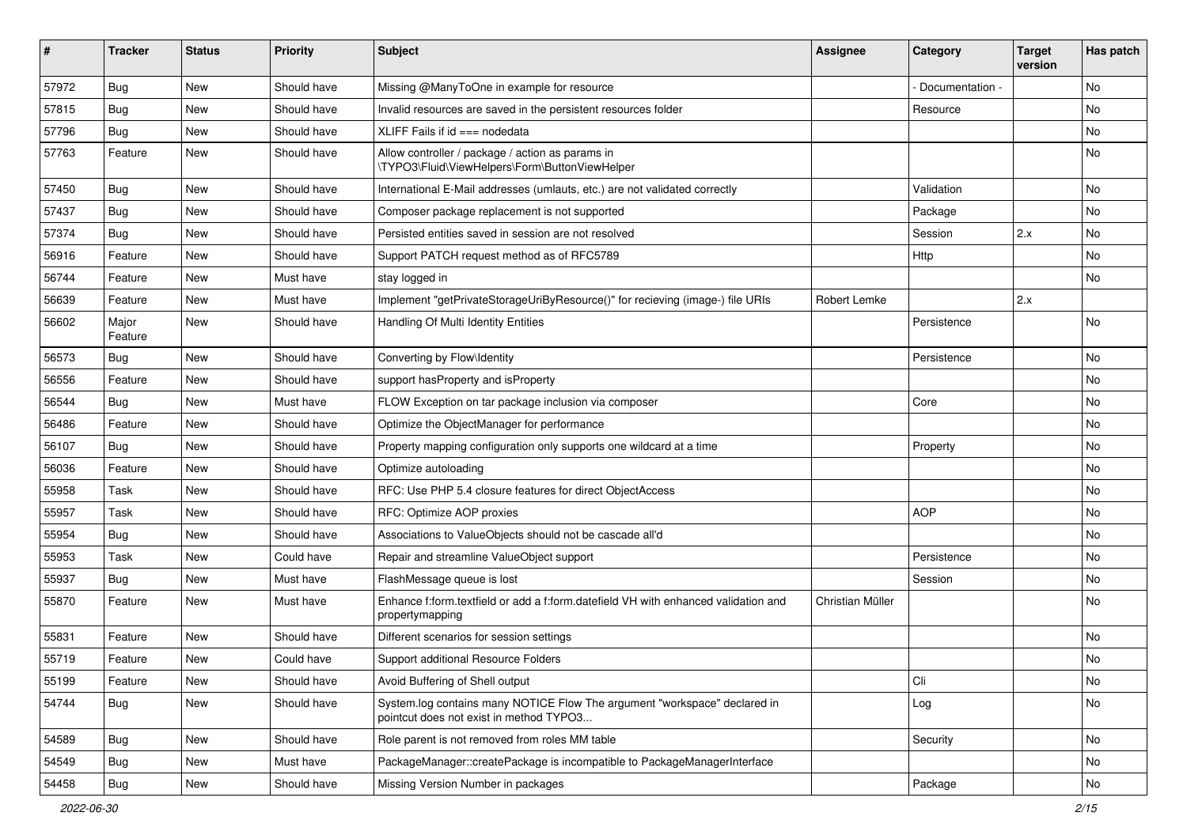| # | Tracker | Status | Priority | Subject | Assignee | Category | Target version | Has patch |
|---|---|---|---|---|---|---|---|---|
| 57972 | Bug | New | Should have | Missing @ManyToOne in example for resource | | - Documentation - | | No |
| 57815 | Bug | New | Should have | Invalid resources are saved in the persistent resources folder | | Resource | | No |
| 57796 | Bug | New | Should have | XLIFF Fails if id === nodedata | | | | No |
| 57763 | Feature | New | Should have | Allow controller / package / action as params in \TYPO3\Fluid\ViewHelpers\Form\ButtonViewHelper | | | | No |
| 57450 | Bug | New | Should have | International E-Mail addresses (umlauts, etc.) are not validated correctly | | Validation | | No |
| 57437 | Bug | New | Should have | Composer package replacement is not supported | | Package | | No |
| 57374 | Bug | New | Should have | Persisted entities saved in session are not resolved | | Session | 2.x | No |
| 56916 | Feature | New | Should have | Support PATCH request method as of RFC5789 | | Http | | No |
| 56744 | Feature | New | Must have | stay logged in | | | | No |
| 56639 | Feature | New | Must have | Implement "getPrivateStorageUriByResource()" for recieving (image-) file URIs | Robert Lemke | | 2.x | |
| 56602 | Major Feature | New | Should have | Handling Of Multi Identity Entities | | Persistence | | No |
| 56573 | Bug | New | Should have | Converting by Flow\Identity | | Persistence | | No |
| 56556 | Feature | New | Should have | support hasProperty and isProperty | | | | No |
| 56544 | Bug | New | Must have | FLOW Exception on tar package inclusion via composer | | Core | | No |
| 56486 | Feature | New | Should have | Optimize the ObjectManager for performance | | | | No |
| 56107 | Bug | New | Should have | Property mapping configuration only supports one wildcard at a time | | Property | | No |
| 56036 | Feature | New | Should have | Optimize autoloading | | | | No |
| 55958 | Task | New | Should have | RFC: Use PHP 5.4 closure features for direct ObjectAccess | | | | No |
| 55957 | Task | New | Should have | RFC: Optimize AOP proxies | | AOP | | No |
| 55954 | Bug | New | Should have | Associations to ValueObjects should not be cascade all'd | | | | No |
| 55953 | Task | New | Could have | Repair and streamline ValueObject support | | Persistence | | No |
| 55937 | Bug | New | Must have | FlashMessage queue is lost | | Session | | No |
| 55870 | Feature | New | Must have | Enhance f:form.textfield or add a f:form.datefield VH with enhanced validation and propertymapping | Christian Müller | | | No |
| 55831 | Feature | New | Should have | Different scenarios for session settings | | | | No |
| 55719 | Feature | New | Could have | Support additional Resource Folders | | | | No |
| 55199 | Feature | New | Should have | Avoid Buffering of Shell output | | Cli | | No |
| 54744 | Bug | New | Should have | System.log contains many NOTICE Flow The argument "workspace" declared in pointcut does not exist in method TYPO3... | | Log | | No |
| 54589 | Bug | New | Should have | Role parent is not removed from roles MM table | | Security | | No |
| 54549 | Bug | New | Must have | PackageManager::createPackage is incompatible to PackageManagerInterface | | | | No |
| 54458 | Bug | New | Should have | Missing Version Number in packages | | Package | | No |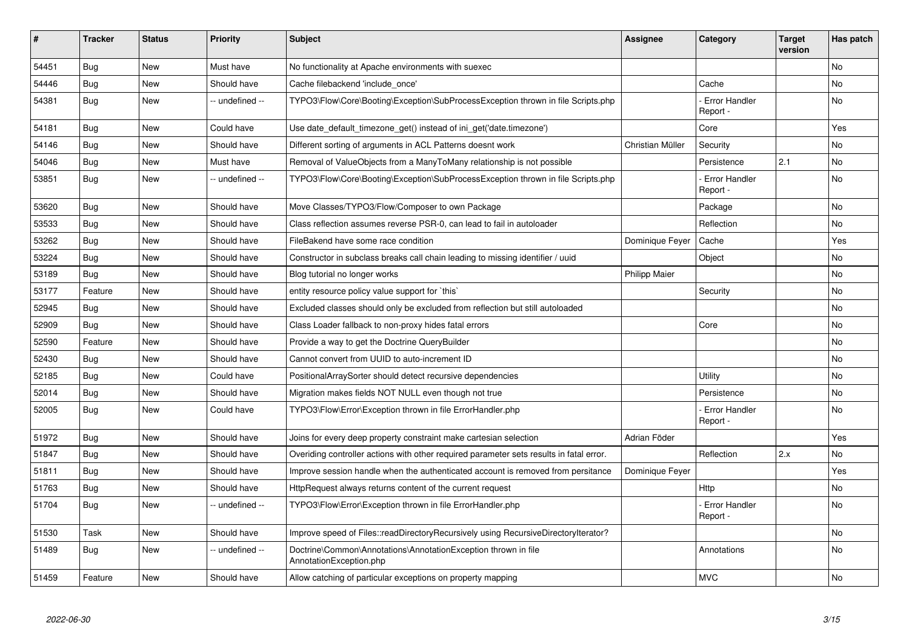| # | Tracker | Status | Priority | Subject | Assignee | Category | Target version | Has patch |
|---|---|---|---|---|---|---|---|---|
| 54451 | Bug | New | Must have | No functionality at Apache environments with suexec | | | | No |
| 54446 | Bug | New | Should have | Cache filebackend 'include_once' | | Cache | | No |
| 54381 | Bug | New | -- undefined -- | TYPO3\Flow\Core\Booting\Exception\SubProcessException thrown in file Scripts.php | | - Error Handler Report - | | No |
| 54181 | Bug | New | Could have | Use date_default_timezone_get() instead of ini_get('date.timezone') | | Core | | Yes |
| 54146 | Bug | New | Should have | Different sorting of arguments in ACL Patterns doesnt work | Christian Müller | Security | | No |
| 54046 | Bug | New | Must have | Removal of ValueObjects from a ManyToMany relationship is not possible | | Persistence | 2.1 | No |
| 53851 | Bug | New | -- undefined -- | TYPO3\Flow\Core\Booting\Exception\SubProcessException thrown in file Scripts.php | | - Error Handler Report - | | No |
| 53620 | Bug | New | Should have | Move Classes/TYPO3/Flow/Composer to own Package | | Package | | No |
| 53533 | Bug | New | Should have | Class reflection assumes reverse PSR-0, can lead to fail in autoloader | | Reflection | | No |
| 53262 | Bug | New | Should have | FileBakend have some race condition | Dominique Feyer | Cache | | Yes |
| 53224 | Bug | New | Should have | Constructor in subclass breaks call chain leading to missing identifier / uuid | | Object | | No |
| 53189 | Bug | New | Should have | Blog tutorial no longer works | Philipp Maier | | | No |
| 53177 | Feature | New | Should have | entity resource policy value support for `this` | | Security | | No |
| 52945 | Bug | New | Should have | Excluded classes should only be excluded from reflection but still autoloaded | | | | No |
| 52909 | Bug | New | Should have | Class Loader fallback to non-proxy hides fatal errors | | Core | | No |
| 52590 | Feature | New | Should have | Provide a way to get the Doctrine QueryBuilder | | | | No |
| 52430 | Bug | New | Should have | Cannot convert from UUID to auto-increment ID | | | | No |
| 52185 | Bug | New | Could have | PositionalArraySorter should detect recursive dependencies | | Utility | | No |
| 52014 | Bug | New | Should have | Migration makes fields NOT NULL even though not true | | Persistence | | No |
| 52005 | Bug | New | Could have | TYPO3\Flow\Error\Exception thrown in file ErrorHandler.php | | - Error Handler Report - | | No |
| 51972 | Bug | New | Should have | Joins for every deep property constraint make cartesian selection | Adrian Föder | | | Yes |
| 51847 | Bug | New | Should have | Overiding controller actions with other required parameter sets results in fatal error. | | Reflection | 2.x | No |
| 51811 | Bug | New | Should have | Improve session handle when the authenticated account is removed from persitance | Dominique Feyer | | | Yes |
| 51763 | Bug | New | Should have | HttpRequest always returns content of the current request | | Http | | No |
| 51704 | Bug | New | -- undefined -- | TYPO3\Flow\Error\Exception thrown in file ErrorHandler.php | | - Error Handler Report - | | No |
| 51530 | Task | New | Should have | Improve speed of Files::readDirectoryRecursively using RecursiveDirectoryIterator? | | | | No |
| 51489 | Bug | New | -- undefined -- | Doctrine\Common\Annotations\AnnotationException thrown in file AnnotationException.php | | Annotations | | No |
| 51459 | Feature | New | Should have | Allow catching of particular exceptions on property mapping | | MVC | | No |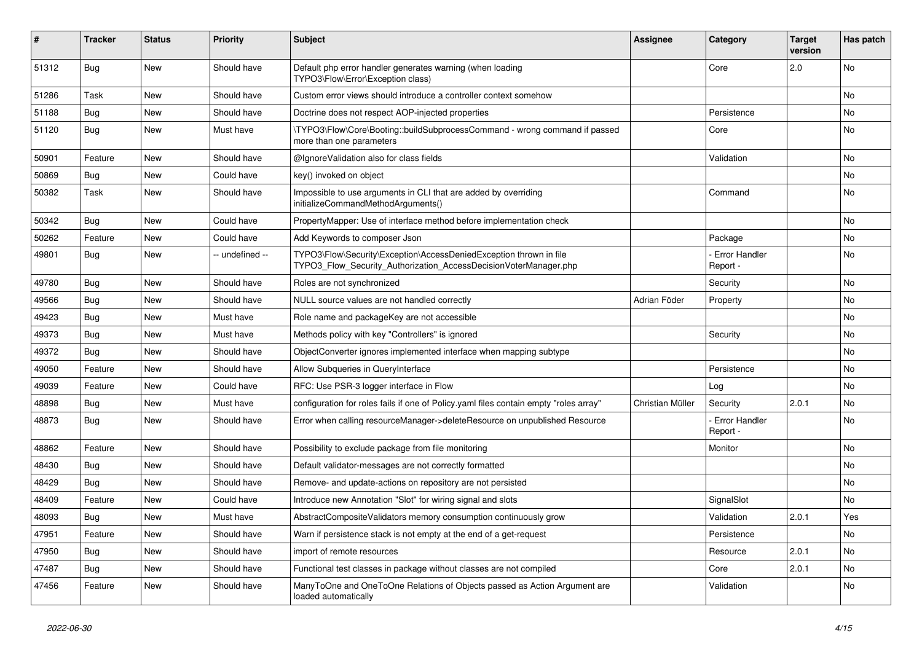| # | Tracker | Status | Priority | Subject | Assignee | Category | Target version | Has patch |
|---|---|---|---|---|---|---|---|---|
| 51312 | Bug | New | Should have | Default php error handler generates warning (when loading TYPO3\Flow\Error\Exception class) | | Core | 2.0 | No |
| 51286 | Task | New | Should have | Custom error views should introduce a controller context somehow | | | | No |
| 51188 | Bug | New | Should have | Doctrine does not respect AOP-injected properties | | Persistence | | No |
| 51120 | Bug | New | Must have | \TYPO3\Flow\Core\Booting::buildSubprocessCommand - wrong command if passed more than one parameters | | Core | | No |
| 50901 | Feature | New | Should have | @IgnoreValidation also for class fields | | Validation | | No |
| 50869 | Bug | New | Could have | key() invoked on object | | | | No |
| 50382 | Task | New | Should have | Impossible to use arguments in CLI that are added by overriding initializeCommandMethodArguments() | | Command | | No |
| 50342 | Bug | New | Could have | PropertyMapper: Use of interface method before implementation check | | | | No |
| 50262 | Feature | New | Could have | Add Keywords to composer Json | | Package | | No |
| 49801 | Bug | New | -- undefined -- | TYPO3\Flow\Security\Exception\AccessDeniedException thrown in file TYPO3_Flow_Security_Authorization_AccessDecisionVoterManager.php | | - Error Handler Report - | | No |
| 49780 | Bug | New | Should have | Roles are not synchronized | | Security | | No |
| 49566 | Bug | New | Should have | NULL source values are not handled correctly | Adrian Föder | Property | | No |
| 49423 | Bug | New | Must have | Role name and packageKey are not accessible | | | | No |
| 49373 | Bug | New | Must have | Methods policy with key "Controllers" is ignored | | Security | | No |
| 49372 | Bug | New | Should have | ObjectConverter ignores implemented interface when mapping subtype | | | | No |
| 49050 | Feature | New | Should have | Allow Subqueries in QueryInterface | | Persistence | | No |
| 49039 | Feature | New | Could have | RFC: Use PSR-3 logger interface in Flow | | Log | | No |
| 48898 | Bug | New | Must have | configuration for roles fails if one of Policy.yaml files contain empty "roles array" | Christian Müller | Security | 2.0.1 | No |
| 48873 | Bug | New | Should have | Error when calling resourceManager->deleteResource on unpublished Resource | | - Error Handler Report - | | No |
| 48862 | Feature | New | Should have | Possibility to exclude package from file monitoring | | Monitor | | No |
| 48430 | Bug | New | Should have | Default validator-messages are not correctly formatted | | | | No |
| 48429 | Bug | New | Should have | Remove- and update-actions on repository are not persisted | | | | No |
| 48409 | Feature | New | Could have | Introduce new Annotation "Slot" for wiring signal and slots | | SignalSlot | | No |
| 48093 | Bug | New | Must have | AbstractCompositeValidators memory consumption continuously grow | | Validation | 2.0.1 | Yes |
| 47951 | Feature | New | Should have | Warn if persistence stack is not empty at the end of a get-request | | Persistence | | No |
| 47950 | Bug | New | Should have | import of remote resources | | Resource | 2.0.1 | No |
| 47487 | Bug | New | Should have | Functional test classes in package without classes are not compiled | | Core | 2.0.1 | No |
| 47456 | Feature | New | Should have | ManyToOne and OneToOne Relations of Objects passed as Action Argument are loaded automatically | | Validation | | No |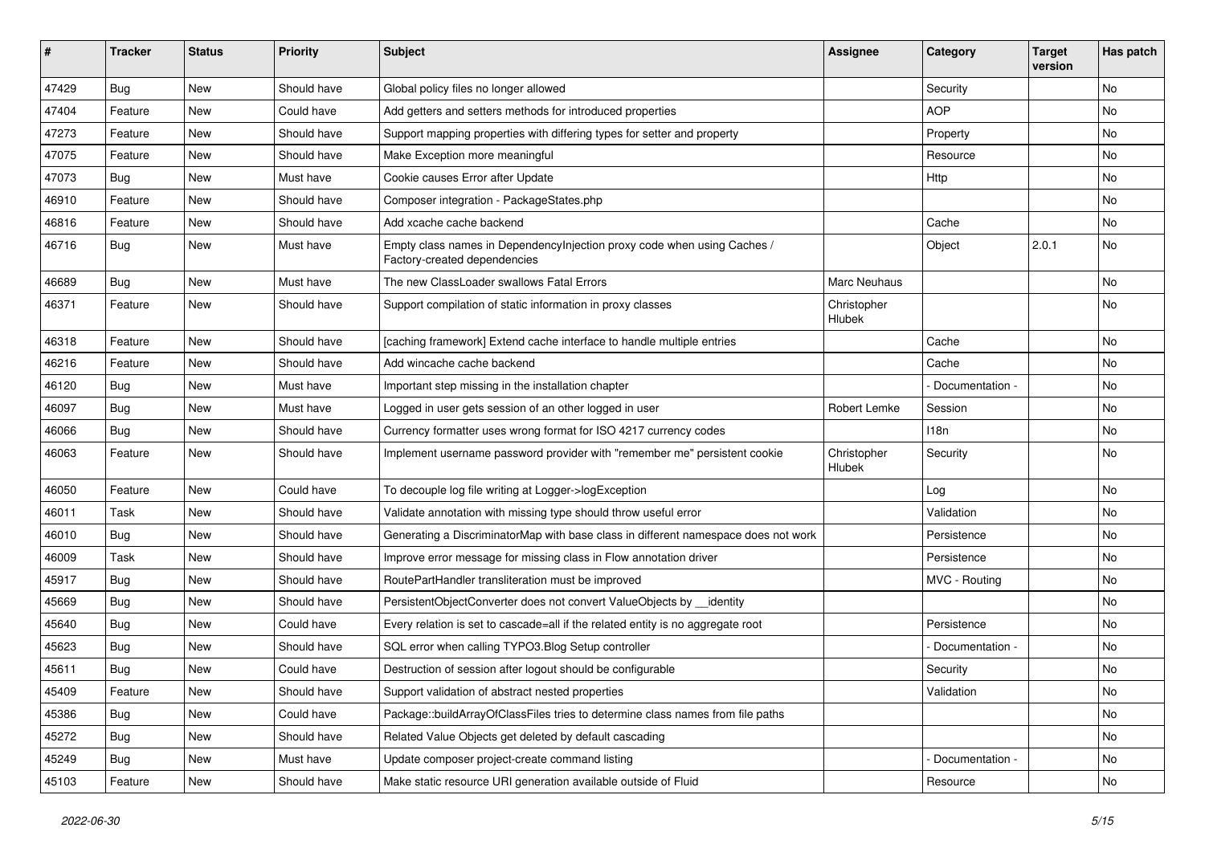| # | Tracker | Status | Priority | Subject | Assignee | Category | Target version | Has patch |
|---|---|---|---|---|---|---|---|---|
| 47429 | Bug | New | Should have | Global policy files no longer allowed | | Security | | No |
| 47404 | Feature | New | Could have | Add getters and setters methods for introduced properties | | AOP | | No |
| 47273 | Feature | New | Should have | Support mapping properties with differing types for setter and property | | Property | | No |
| 47075 | Feature | New | Should have | Make Exception more meaningful | | Resource | | No |
| 47073 | Bug | New | Must have | Cookie causes Error after Update | | Http | | No |
| 46910 | Feature | New | Should have | Composer integration - PackageStates.php | | | | No |
| 46816 | Feature | New | Should have | Add xcache cache backend | | Cache | | No |
| 46716 | Bug | New | Must have | Empty class names in DependencyInjection proxy code when using Caches / Factory-created dependencies | | Object | 2.0.1 | No |
| 46689 | Bug | New | Must have | The new ClassLoader swallows Fatal Errors | Marc Neuhaus | | | No |
| 46371 | Feature | New | Should have | Support compilation of static information in proxy classes | Christopher Hlubek | | | No |
| 46318 | Feature | New | Should have | [caching framework] Extend cache interface to handle multiple entries | | Cache | | No |
| 46216 | Feature | New | Should have | Add wincache cache backend | | Cache | | No |
| 46120 | Bug | New | Must have | Important step missing in the installation chapter | | - Documentation - | | No |
| 46097 | Bug | New | Must have | Logged in user gets session of an other logged in user | Robert Lemke | Session | | No |
| 46066 | Bug | New | Should have | Currency formatter uses wrong format for ISO 4217 currency codes | | I18n | | No |
| 46063 | Feature | New | Should have | Implement username password provider with "remember me" persistent cookie | Christopher Hlubek | Security | | No |
| 46050 | Feature | New | Could have | To decouple log file writing at Logger->logException | | Log | | No |
| 46011 | Task | New | Should have | Validate annotation with missing type should throw useful error | | Validation | | No |
| 46010 | Bug | New | Should have | Generating a DiscriminatorMap with base class in different namespace does not work | | Persistence | | No |
| 46009 | Task | New | Should have | Improve error message for missing class in Flow annotation driver | | Persistence | | No |
| 45917 | Bug | New | Should have | RoutePartHandler transliteration must be improved | | MVC - Routing | | No |
| 45669 | Bug | New | Should have | PersistentObjectConverter does not convert ValueObjects by __identity | | | | No |
| 45640 | Bug | New | Could have | Every relation is set to cascade=all if the related entity is no aggregate root | | Persistence | | No |
| 45623 | Bug | New | Should have | SQL error when calling TYPO3.Blog Setup controller | | - Documentation - | | No |
| 45611 | Bug | New | Could have | Destruction of session after logout should be configurable | | Security | | No |
| 45409 | Feature | New | Should have | Support validation of abstract nested properties | | Validation | | No |
| 45386 | Bug | New | Could have | Package::buildArrayOfClassFiles tries to determine class names from file paths | | | | No |
| 45272 | Bug | New | Should have | Related Value Objects get deleted by default cascading | | | | No |
| 45249 | Bug | New | Must have | Update composer project-create command listing | | - Documentation - | | No |
| 45103 | Feature | New | Should have | Make static resource URI generation available outside of Fluid | | Resource | | No |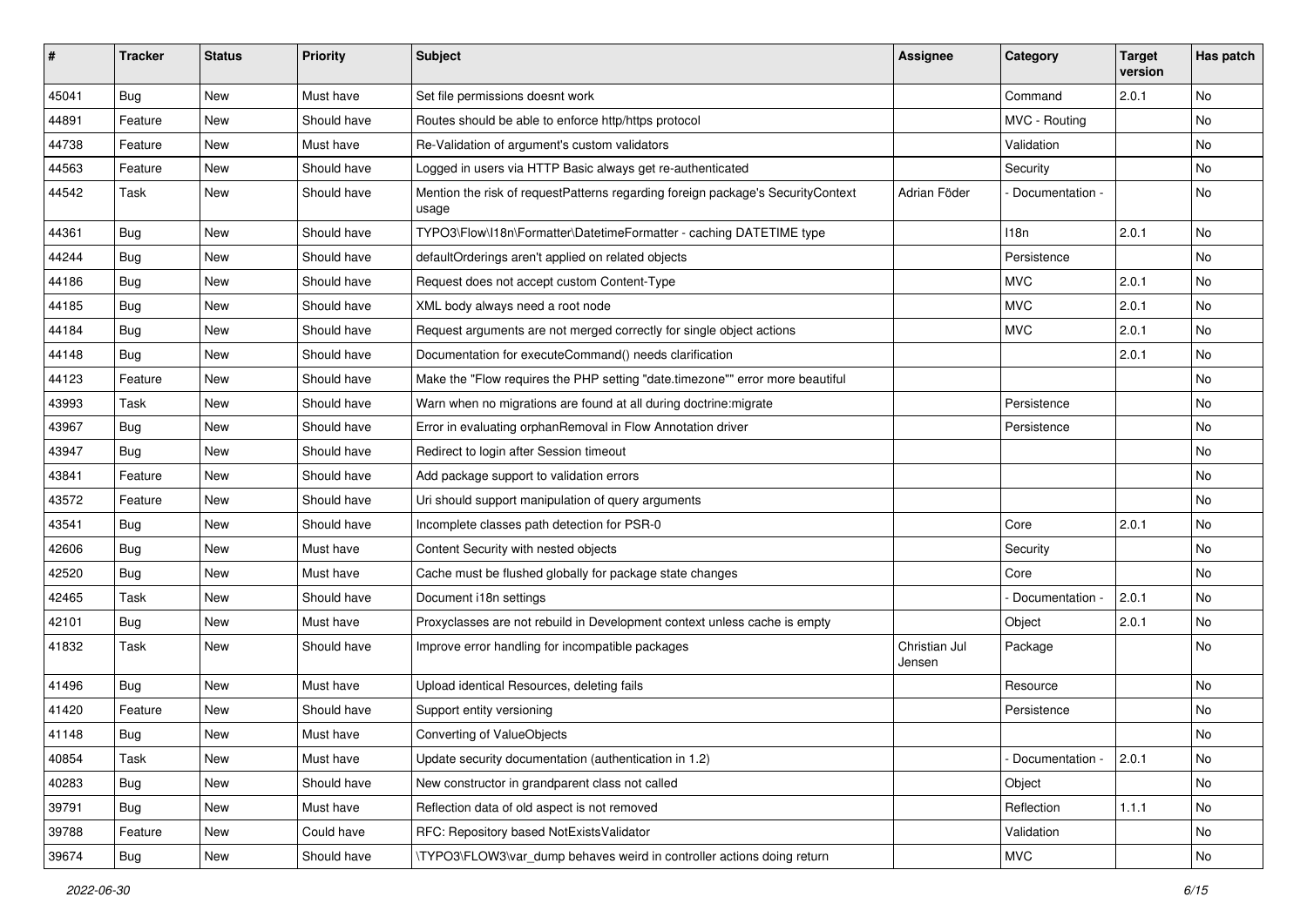| # | Tracker | Status | Priority | Subject | Assignee | Category | Target version | Has patch |
|---|---|---|---|---|---|---|---|---|
| 45041 | Bug | New | Must have | Set file permissions doesnt work | | Command | 2.0.1 | No |
| 44891 | Feature | New | Should have | Routes should be able to enforce http/https protocol | | MVC - Routing | | No |
| 44738 | Feature | New | Must have | Re-Validation of argument's custom validators | | Validation | | No |
| 44563 | Feature | New | Should have | Logged in users via HTTP Basic always get re-authenticated | | Security | | No |
| 44542 | Task | New | Should have | Mention the risk of requestPatterns regarding foreign package's SecurityContext usage | Adrian Föder | - Documentation - | | No |
| 44361 | Bug | New | Should have | TYPO3\Flow\I18n\Formatter\DatetimeFormatter - caching DATETIME type | | I18n | 2.0.1 | No |
| 44244 | Bug | New | Should have | defaultOrderings aren't applied on related objects | | Persistence | | No |
| 44186 | Bug | New | Should have | Request does not accept custom Content-Type | | MVC | 2.0.1 | No |
| 44185 | Bug | New | Should have | XML body always need a root node | | MVC | 2.0.1 | No |
| 44184 | Bug | New | Should have | Request arguments are not merged correctly for single object actions | | MVC | 2.0.1 | No |
| 44148 | Bug | New | Should have | Documentation for executeCommand() needs clarification | | | 2.0.1 | No |
| 44123 | Feature | New | Should have | Make the "Flow requires the PHP setting "date.timezone"" error more beautiful | | | | No |
| 43993 | Task | New | Should have | Warn when no migrations are found at all during doctrine:migrate | | Persistence | | No |
| 43967 | Bug | New | Should have | Error in evaluating orphanRemoval in Flow Annotation driver | | Persistence | | No |
| 43947 | Bug | New | Should have | Redirect to login after Session timeout | | | | No |
| 43841 | Feature | New | Should have | Add package support to validation errors | | | | No |
| 43572 | Feature | New | Should have | Uri should support manipulation of query arguments | | | | No |
| 43541 | Bug | New | Should have | Incomplete classes path detection for PSR-0 | | Core | 2.0.1 | No |
| 42606 | Bug | New | Must have | Content Security with nested objects | | Security | | No |
| 42520 | Bug | New | Must have | Cache must be flushed globally for package state changes | | Core | | No |
| 42465 | Task | New | Should have | Document i18n settings | | - Documentation - | 2.0.1 | No |
| 42101 | Bug | New | Must have | Proxyclasses are not rebuild in Development context unless cache is empty | | Object | 2.0.1 | No |
| 41832 | Task | New | Should have | Improve error handling for incompatible packages | Christian Jul Jensen | Package | | No |
| 41496 | Bug | New | Must have | Upload identical Resources, deleting fails | | Resource | | No |
| 41420 | Feature | New | Should have | Support entity versioning | | Persistence | | No |
| 41148 | Bug | New | Must have | Converting of ValueObjects | | | | No |
| 40854 | Task | New | Must have | Update security documentation (authentication in 1.2) | | - Documentation - | 2.0.1 | No |
| 40283 | Bug | New | Should have | New constructor in grandparent class not called | | Object | | No |
| 39791 | Bug | New | Must have | Reflection data of old aspect is not removed | | Reflection | 1.1.1 | No |
| 39788 | Feature | New | Could have | RFC: Repository based NotExistsValidator | | Validation | | No |
| 39674 | Bug | New | Should have | \TYPO3\FLOW3\var_dump behaves weird in controller actions doing return | | MVC | | No |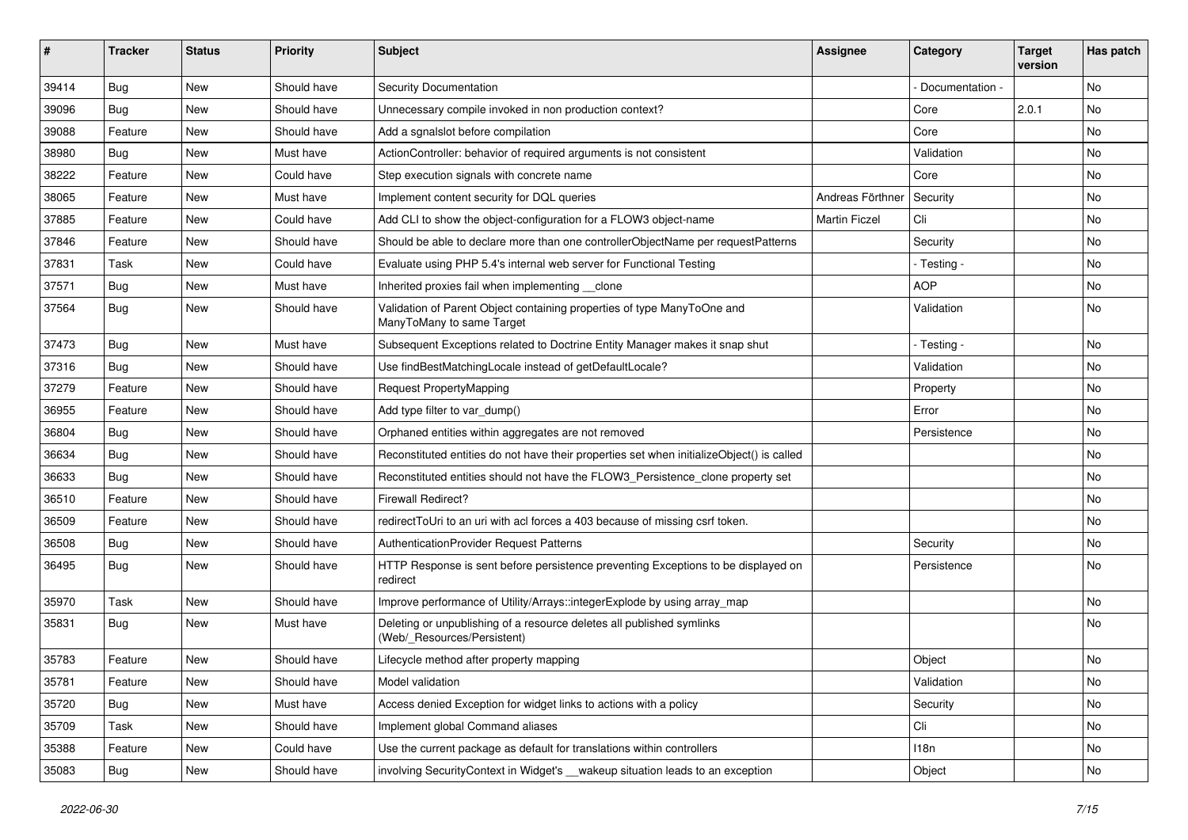| # | Tracker | Status | Priority | Subject | Assignee | Category | Target version | Has patch |
| --- | --- | --- | --- | --- | --- | --- | --- | --- |
| 39414 | Bug | New | Should have | Security Documentation | | - Documentation - | | No |
| 39096 | Bug | New | Should have | Unnecessary compile invoked in non production context? | | Core | 2.0.1 | No |
| 39088 | Feature | New | Should have | Add a sgnalslot before compilation | | Core | | No |
| 38980 | Bug | New | Must have | ActionController: behavior of required arguments is not consistent | | Validation | | No |
| 38222 | Feature | New | Could have | Step execution signals with concrete name | | Core | | No |
| 38065 | Feature | New | Must have | Implement content security for DQL queries | Andreas Förthner | Security | | No |
| 37885 | Feature | New | Could have | Add CLI to show the object-configuration for a FLOW3 object-name | Martin Ficzel | Cli | | No |
| 37846 | Feature | New | Should have | Should be able to declare more than one controllerObjectName per requestPatterns | | Security | | No |
| 37831 | Task | New | Could have | Evaluate using PHP 5.4's internal web server for Functional Testing | | - Testing - | | No |
| 37571 | Bug | New | Must have | Inherited proxies fail when implementing __clone | | AOP | | No |
| 37564 | Bug | New | Should have | Validation of Parent Object containing properties of type ManyToOne and ManyToMany to same Target | | Validation | | No |
| 37473 | Bug | New | Must have | Subsequent Exceptions related to Doctrine Entity Manager makes it snap shut | | - Testing - | | No |
| 37316 | Bug | New | Should have | Use findBestMatchingLocale instead of getDefaultLocale? | | Validation | | No |
| 37279 | Feature | New | Should have | Request PropertyMapping | | Property | | No |
| 36955 | Feature | New | Should have | Add type filter to var_dump() | | Error | | No |
| 36804 | Bug | New | Should have | Orphaned entities within aggregates are not removed | | Persistence | | No |
| 36634 | Bug | New | Should have | Reconstituted entities do not have their properties set when initializeObject() is called | | | | No |
| 36633 | Bug | New | Should have | Reconstituted entities should not have the FLOW3_Persistence_clone property set | | | | No |
| 36510 | Feature | New | Should have | Firewall Redirect? | | | | No |
| 36509 | Feature | New | Should have | redirectToUri to an uri with acl forces a 403 because of missing csrf token. | | | | No |
| 36508 | Bug | New | Should have | AuthenticationProvider Request Patterns | | Security | | No |
| 36495 | Bug | New | Should have | HTTP Response is sent before persistence preventing Exceptions to be displayed on redirect | | Persistence | | No |
| 35970 | Task | New | Should have | Improve performance of Utility/Arrays::integerExplode by using array_map | | | | No |
| 35831 | Bug | New | Must have | Deleting or unpublishing of a resource deletes all published symlinks (Web/_Resources/Persistent) | | | | No |
| 35783 | Feature | New | Should have | Lifecycle method after property mapping | | Object | | No |
| 35781 | Feature | New | Should have | Model validation | | Validation | | No |
| 35720 | Bug | New | Must have | Access denied Exception for widget links to actions with a policy | | Security | | No |
| 35709 | Task | New | Should have | Implement global Command aliases | | Cli | | No |
| 35388 | Feature | New | Could have | Use the current package as default for translations within controllers | | I18n | | No |
| 35083 | Bug | New | Should have | involving SecurityContext in Widget's __wakeup situation leads to an exception | | Object | | No |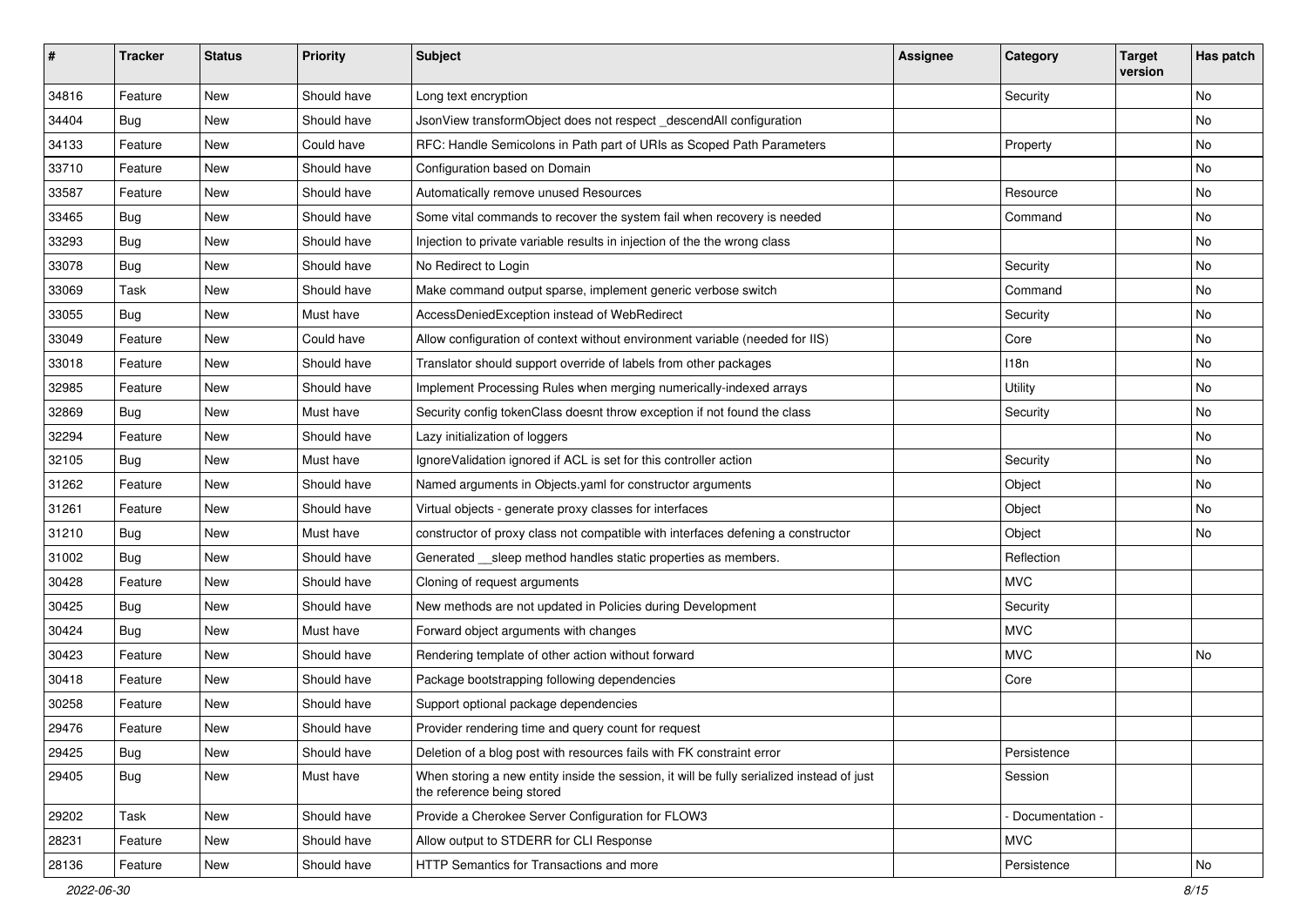| # | Tracker | Status | Priority | Subject | Assignee | Category | Target version | Has patch |
|---|---|---|---|---|---|---|---|---|
| 34816 | Feature | New | Should have | Long text encryption | | Security | | No |
| 34404 | Bug | New | Should have | JsonView transformObject does not respect _descendAll configuration | | | | No |
| 34133 | Feature | New | Could have | RFC: Handle Semicolons in Path part of URIs as Scoped Path Parameters | | Property | | No |
| 33710 | Feature | New | Should have | Configuration based on Domain | | | | No |
| 33587 | Feature | New | Should have | Automatically remove unused Resources | | Resource | | No |
| 33465 | Bug | New | Should have | Some vital commands to recover the system fail when recovery is needed | | Command | | No |
| 33293 | Bug | New | Should have | Injection to private variable results in injection of the the wrong class | | | | No |
| 33078 | Bug | New | Should have | No Redirect to Login | | Security | | No |
| 33069 | Task | New | Should have | Make command output sparse, implement generic verbose switch | | Command | | No |
| 33055 | Bug | New | Must have | AccessDeniedException instead of WebRedirect | | Security | | No |
| 33049 | Feature | New | Could have | Allow configuration of context without environment variable (needed for IIS) | | Core | | No |
| 33018 | Feature | New | Should have | Translator should support override of labels from other packages | | I18n | | No |
| 32985 | Feature | New | Should have | Implement Processing Rules when merging numerically-indexed arrays | | Utility | | No |
| 32869 | Bug | New | Must have | Security config tokenClass doesnt throw exception if not found the class | | Security | | No |
| 32294 | Feature | New | Should have | Lazy initialization of loggers | | | | No |
| 32105 | Bug | New | Must have | IgnoreValidation ignored if ACL is set for this controller action | | Security | | No |
| 31262 | Feature | New | Should have | Named arguments in Objects.yaml for constructor arguments | | Object | | No |
| 31261 | Feature | New | Should have | Virtual objects - generate proxy classes for interfaces | | Object | | No |
| 31210 | Bug | New | Must have | constructor of proxy class not compatible with interfaces defening a constructor | | Object | | No |
| 31002 | Bug | New | Should have | Generated __sleep method handles static properties as members. | | Reflection | | |
| 30428 | Feature | New | Should have | Cloning of request arguments | | MVC | | |
| 30425 | Bug | New | Should have | New methods are not updated in Policies during Development | | Security | | |
| 30424 | Bug | New | Must have | Forward object arguments with changes | | MVC | | |
| 30423 | Feature | New | Should have | Rendering template of other action without forward | | MVC | | No |
| 30418 | Feature | New | Should have | Package bootstrapping following dependencies | | Core | | |
| 30258 | Feature | New | Should have | Support optional package dependencies | | | | |
| 29476 | Feature | New | Should have | Provider rendering time and query count for request | | | | |
| 29425 | Bug | New | Should have | Deletion of a blog post with resources fails with FK constraint error | | Persistence | | |
| 29405 | Bug | New | Must have | When storing a new entity inside the session, it will be fully serialized instead of just the reference being stored | | Session | | |
| 29202 | Task | New | Should have | Provide a Cherokee Server Configuration for FLOW3 | | - Documentation - | | |
| 28231 | Feature | New | Should have | Allow output to STDERR for CLI Response | | MVC | | |
| 28136 | Feature | New | Should have | HTTP Semantics for Transactions and more | | Persistence | | No |

2022-06-30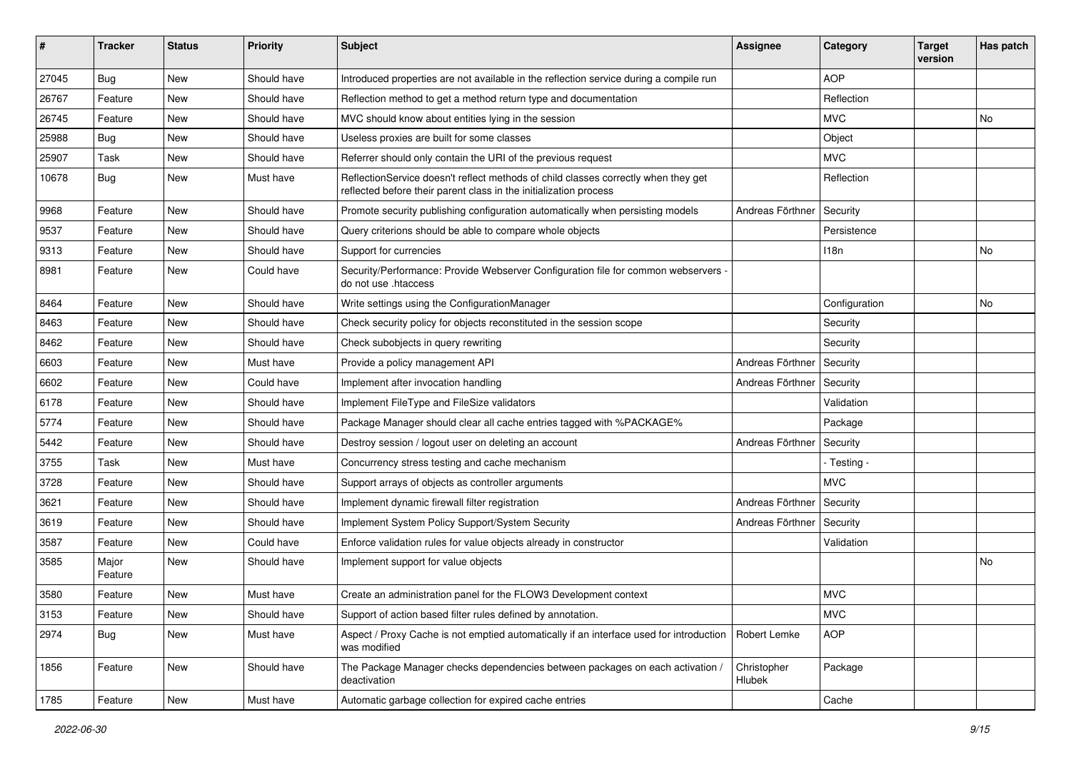| # | Tracker | Status | Priority | Subject | Assignee | Category | Target version | Has patch |
|---|---|---|---|---|---|---|---|---|
| 27045 | Bug | New | Should have | Introduced properties are not available in the reflection service during a compile run | | AOP | | |
| 26767 | Feature | New | Should have | Reflection method to get a method return type and documentation | | Reflection | | |
| 26745 | Feature | New | Should have | MVC should know about entities lying in the session | | MVC | | No |
| 25988 | Bug | New | Should have | Useless proxies are built for some classes | | Object | | |
| 25907 | Task | New | Should have | Referrer should only contain the URI of the previous request | | MVC | | |
| 10678 | Bug | New | Must have | ReflectionService doesn't reflect methods of child classes correctly when they get reflected before their parent class in the initialization process | | Reflection | | |
| 9968 | Feature | New | Should have | Promote security publishing configuration automatically when persisting models | Andreas Förthner | Security | | |
| 9537 | Feature | New | Should have | Query criterions should be able to compare whole objects | | Persistence | | |
| 9313 | Feature | New | Should have | Support for currencies | | I18n | | No |
| 8981 | Feature | New | Could have | Security/Performance: Provide Webserver Configuration file for common webservers - do not use .htaccess | | | | |
| 8464 | Feature | New | Should have | Write settings using the ConfigurationManager | | Configuration | | No |
| 8463 | Feature | New | Should have | Check security policy for objects reconstituted in the session scope | | Security | | |
| 8462 | Feature | New | Should have | Check subobjects in query rewriting | | Security | | |
| 6603 | Feature | New | Must have | Provide a policy management API | Andreas Förthner | Security | | |
| 6602 | Feature | New | Could have | Implement after invocation handling | Andreas Förthner | Security | | |
| 6178 | Feature | New | Should have | Implement FileType and FileSize validators | | Validation | | |
| 5774 | Feature | New | Should have | Package Manager should clear all cache entries tagged with %PACKAGE% | | Package | | |
| 5442 | Feature | New | Should have | Destroy session / logout user on deleting an account | Andreas Förthner | Security | | |
| 3755 | Task | New | Must have | Concurrency stress testing and cache mechanism | | - Testing - | | |
| 3728 | Feature | New | Should have | Support arrays of objects as controller arguments | | MVC | | |
| 3621 | Feature | New | Should have | Implement dynamic firewall filter registration | Andreas Förthner | Security | | |
| 3619 | Feature | New | Should have | Implement System Policy Support/System Security | Andreas Förthner | Security | | |
| 3587 | Feature | New | Could have | Enforce validation rules for value objects already in constructor | | Validation | | |
| 3585 | Major Feature | New | Should have | Implement support for value objects | | | | No |
| 3580 | Feature | New | Must have | Create an administration panel for the FLOW3 Development context | | MVC | | |
| 3153 | Feature | New | Should have | Support of action based filter rules defined by annotation. | | MVC | | |
| 2974 | Bug | New | Must have | Aspect / Proxy Cache is not emptied automatically if an interface used for introduction was modified | Robert Lemke | AOP | | |
| 1856 | Feature | New | Should have | The Package Manager checks dependencies between packages on each activation / deactivation | Christopher Hlubek | Package | | |
| 1785 | Feature | New | Must have | Automatic garbage collection for expired cache entries | | Cache | | |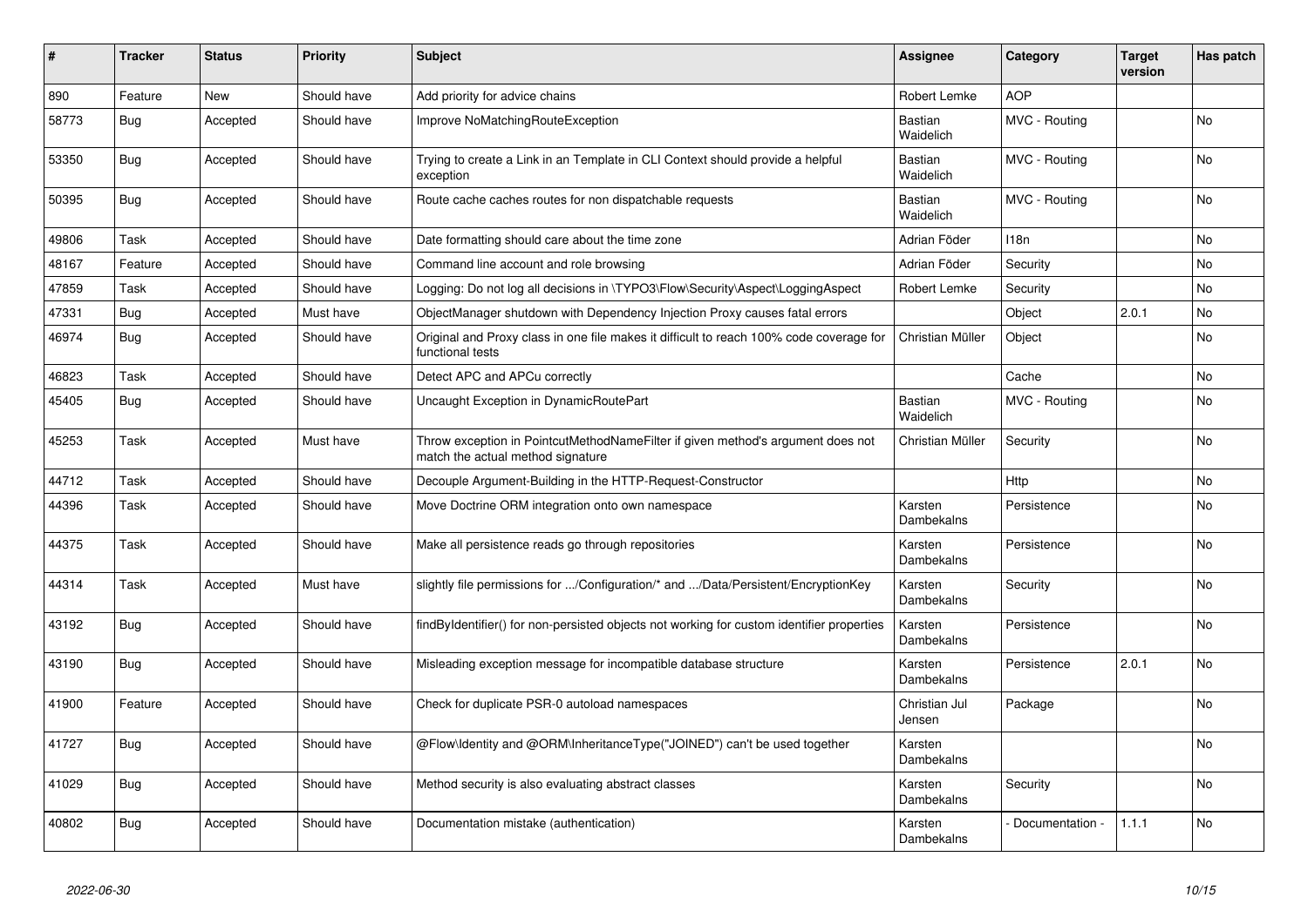| # | Tracker | Status | Priority | Subject | Assignee | Category | Target version | Has patch |
|---|---|---|---|---|---|---|---|---|
| 890 | Feature | New | Should have | Add priority for advice chains | Robert Lemke | AOP | | |
| 58773 | Bug | Accepted | Should have | Improve NoMatchingRouteException | Bastian Waidelich | MVC - Routing | | No |
| 53350 | Bug | Accepted | Should have | Trying to create a Link in an Template in CLI Context should provide a helpful exception | Bastian Waidelich | MVC - Routing | | No |
| 50395 | Bug | Accepted | Should have | Route cache caches routes for non dispatchable requests | Bastian Waidelich | MVC - Routing | | No |
| 49806 | Task | Accepted | Should have | Date formatting should care about the time zone | Adrian Föder | I18n | | No |
| 48167 | Feature | Accepted | Should have | Command line account and role browsing | Adrian Föder | Security | | No |
| 47859 | Task | Accepted | Should have | Logging: Do not log all decisions in \TYPO3\Flow\Security\Aspect\LoggingAspect | Robert Lemke | Security | | No |
| 47331 | Bug | Accepted | Must have | ObjectManager shutdown with Dependency Injection Proxy causes fatal errors | | Object | 2.0.1 | No |
| 46974 | Bug | Accepted | Should have | Original and Proxy class in one file makes it difficult to reach 100% code coverage for functional tests | Christian Müller | Object | | No |
| 46823 | Task | Accepted | Should have | Detect APC and APCu correctly | | Cache | | No |
| 45405 | Bug | Accepted | Should have | Uncaught Exception in DynamicRoutePart | Bastian Waidelich | MVC - Routing | | No |
| 45253 | Task | Accepted | Must have | Throw exception in PointcutMethodNameFilter if given method's argument does not match the actual method signature | Christian Müller | Security | | No |
| 44712 | Task | Accepted | Should have | Decouple Argument-Building in the HTTP-Request-Constructor | | Http | | No |
| 44396 | Task | Accepted | Should have | Move Doctrine ORM integration onto own namespace | Karsten Dambekalns | Persistence | | No |
| 44375 | Task | Accepted | Should have | Make all persistence reads go through repositories | Karsten Dambekalns | Persistence | | No |
| 44314 | Task | Accepted | Must have | slightly file permissions for .../Configuration/* and .../Data/Persistent/EncryptionKey | Karsten Dambekalns | Security | | No |
| 43192 | Bug | Accepted | Should have | findByIdentifier() for non-persisted objects not working for custom identifier properties | Karsten Dambekalns | Persistence | | No |
| 43190 | Bug | Accepted | Should have | Misleading exception message for incompatible database structure | Karsten Dambekalns | Persistence | 2.0.1 | No |
| 41900 | Feature | Accepted | Should have | Check for duplicate PSR-0 autoload namespaces | Christian Jul Jensen | Package | | No |
| 41727 | Bug | Accepted | Should have | @Flow\Identity and @ORM\InheritanceType("JOINED") can't be used together | Karsten Dambekalns | | | No |
| 41029 | Bug | Accepted | Should have | Method security is also evaluating abstract classes | Karsten Dambekalns | Security | | No |
| 40802 | Bug | Accepted | Should have | Documentation mistake (authentication) | Karsten Dambekalns | - Documentation - | 1.1.1 | No |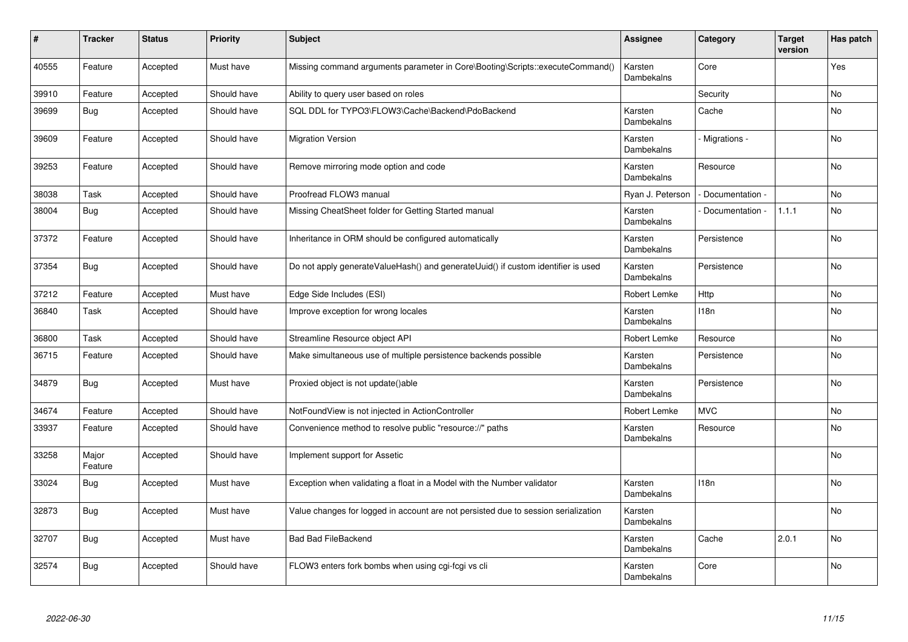| # | Tracker | Status | Priority | Subject | Assignee | Category | Target version | Has patch |
|---|---|---|---|---|---|---|---|---|
| 40555 | Feature | Accepted | Must have | Missing command arguments parameter in Core\Booting\Scripts::executeCommand() | Karsten Dambekalns | Core | | Yes |
| 39910 | Feature | Accepted | Should have | Ability to query user based on roles | | Security | | No |
| 39699 | Bug | Accepted | Should have | SQL DDL for TYPO3\FLOW3\Cache\Backend\PdoBackend | Karsten Dambekalns | Cache | | No |
| 39609 | Feature | Accepted | Should have | Migration Version | Karsten Dambekalns | - Migrations - | | No |
| 39253 | Feature | Accepted | Should have | Remove mirroring mode option and code | Karsten Dambekalns | Resource | | No |
| 38038 | Task | Accepted | Should have | Proofread FLOW3 manual | Ryan J. Peterson | - Documentation - | | No |
| 38004 | Bug | Accepted | Should have | Missing CheatSheet folder for Getting Started manual | Karsten Dambekalns | - Documentation - | 1.1.1 | No |
| 37372 | Feature | Accepted | Should have | Inheritance in ORM should be configured automatically | Karsten Dambekalns | Persistence | | No |
| 37354 | Bug | Accepted | Should have | Do not apply generateValueHash() and generateUuid() if custom identifier is used | Karsten Dambekalns | Persistence | | No |
| 37212 | Feature | Accepted | Must have | Edge Side Includes (ESI) | Robert Lemke | Http | | No |
| 36840 | Task | Accepted | Should have | Improve exception for wrong locales | Karsten Dambekalns | I18n | | No |
| 36800 | Task | Accepted | Should have | Streamline Resource object API | Robert Lemke | Resource | | No |
| 36715 | Feature | Accepted | Should have | Make simultaneous use of multiple persistence backends possible | Karsten Dambekalns | Persistence | | No |
| 34879 | Bug | Accepted | Must have | Proxied object is not update()able | Karsten Dambekalns | Persistence | | No |
| 34674 | Feature | Accepted | Should have | NotFoundView is not injected in ActionController | Robert Lemke | MVC | | No |
| 33937 | Feature | Accepted | Should have | Convenience method to resolve public "resource://" paths | Karsten Dambekalns | Resource | | No |
| 33258 | Major Feature | Accepted | Should have | Implement support for Assetic | | | | No |
| 33024 | Bug | Accepted | Must have | Exception when validating a float in a Model with the Number validator | Karsten Dambekalns | I18n | | No |
| 32873 | Bug | Accepted | Must have | Value changes for logged in account are not persisted due to session serialization | Karsten Dambekalns | | | No |
| 32707 | Bug | Accepted | Must have | Bad Bad FileBackend | Karsten Dambekalns | Cache | 2.0.1 | No |
| 32574 | Bug | Accepted | Should have | FLOW3 enters fork bombs when using cgi-fcgi vs cli | Karsten Dambekalns | Core | | No |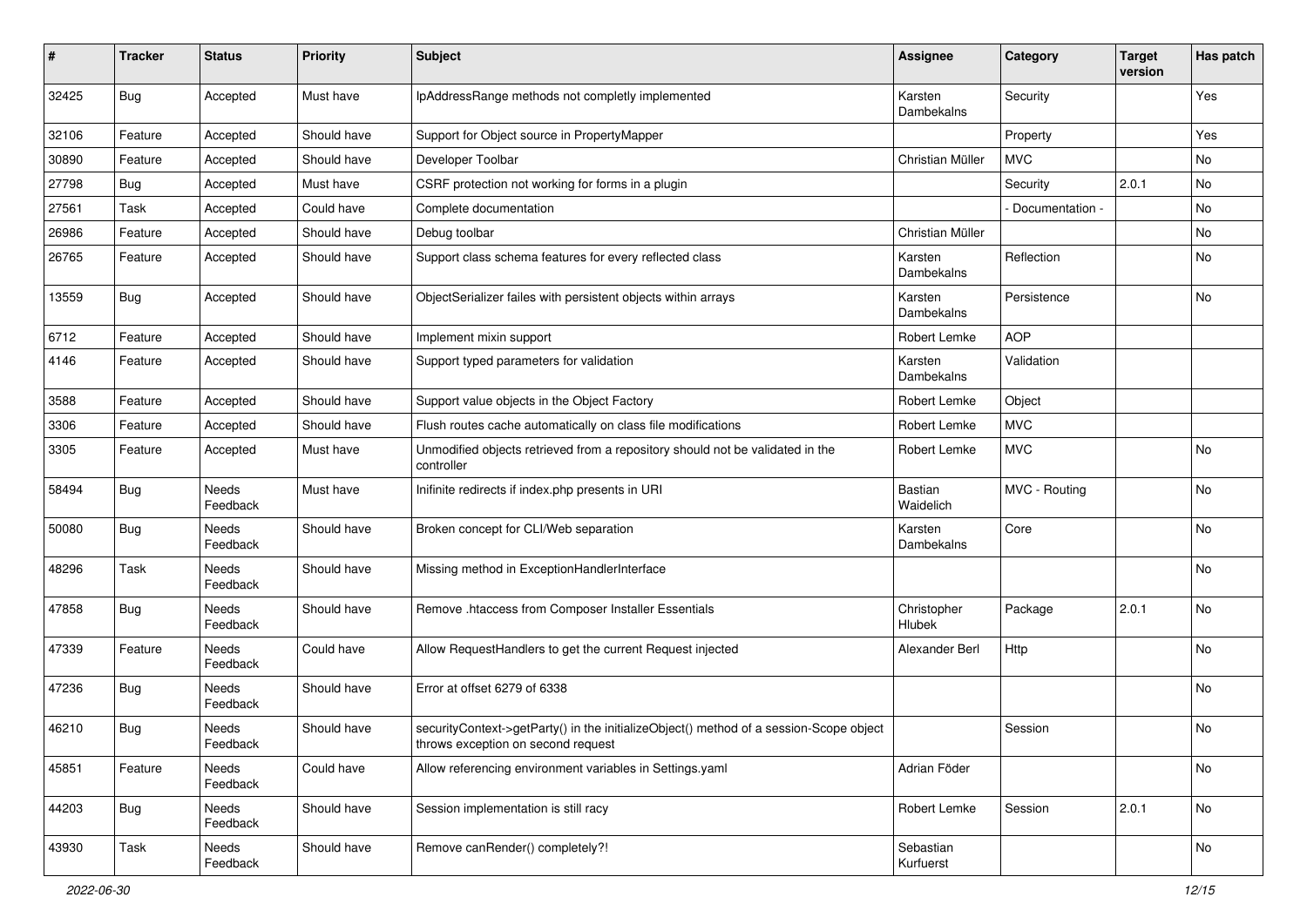| # | Tracker | Status | Priority | Subject | Assignee | Category | Target version | Has patch |
| --- | --- | --- | --- | --- | --- | --- | --- | --- |
| 32425 | Bug | Accepted | Must have | IpAddressRange methods not completly implemented | Karsten Dambekalns | Security | | Yes |
| 32106 | Feature | Accepted | Should have | Support for Object source in PropertyMapper | | Property | | Yes |
| 30890 | Feature | Accepted | Should have | Developer Toolbar | Christian Müller | MVC | | No |
| 27798 | Bug | Accepted | Must have | CSRF protection not working for forms in a plugin | | Security | 2.0.1 | No |
| 27561 | Task | Accepted | Could have | Complete documentation | | - Documentation - | | No |
| 26986 | Feature | Accepted | Should have | Debug toolbar | Christian Müller | | | No |
| 26765 | Feature | Accepted | Should have | Support class schema features for every reflected class | Karsten Dambekalns | Reflection | | No |
| 13559 | Bug | Accepted | Should have | ObjectSerializer failes with persistent objects within arrays | Karsten Dambekalns | Persistence | | No |
| 6712 | Feature | Accepted | Should have | Implement mixin support | Robert Lemke | AOP | | |
| 4146 | Feature | Accepted | Should have | Support typed parameters for validation | Karsten Dambekalns | Validation | | |
| 3588 | Feature | Accepted | Should have | Support value objects in the Object Factory | Robert Lemke | Object | | |
| 3306 | Feature | Accepted | Should have | Flush routes cache automatically on class file modifications | Robert Lemke | MVC | | |
| 3305 | Feature | Accepted | Must have | Unmodified objects retrieved from a repository should not be validated in the controller | Robert Lemke | MVC | | No |
| 58494 | Bug | Needs Feedback | Must have | Inifinite redirects if index.php presents in URI | Bastian Waidelich | MVC - Routing | | No |
| 50080 | Bug | Needs Feedback | Should have | Broken concept for CLI/Web separation | Karsten Dambekalns | Core | | No |
| 48296 | Task | Needs Feedback | Should have | Missing method in ExceptionHandlerInterface | | | | No |
| 47858 | Bug | Needs Feedback | Should have | Remove .htaccess from Composer Installer Essentials | Christopher Hlubek | Package | 2.0.1 | No |
| 47339 | Feature | Needs Feedback | Could have | Allow RequestHandlers to get the current Request injected | Alexander Berl | Http | | No |
| 47236 | Bug | Needs Feedback | Should have | Error at offset 6279 of 6338 | | | | No |
| 46210 | Bug | Needs Feedback | Should have | securityContext->getParty() in the initializeObject() method of a session-Scope object throws exception on second request | | Session | | No |
| 45851 | Feature | Needs Feedback | Could have | Allow referencing environment variables in Settings.yaml | Adrian Föder | | | No |
| 44203 | Bug | Needs Feedback | Should have | Session implementation is still racy | Robert Lemke | Session | 2.0.1 | No |
| 43930 | Task | Needs Feedback | Should have | Remove canRender() completely?! | Sebastian Kurfuerst | | | No |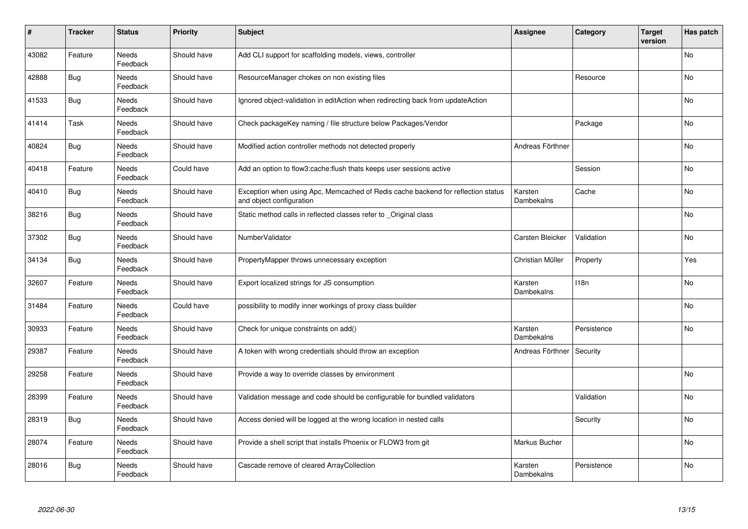| # | Tracker | Status | Priority | Subject | Assignee | Category | Target version | Has patch |
|---|---|---|---|---|---|---|---|---|
| 43082 | Feature | Needs Feedback | Should have | Add CLI support for scaffolding models, views, controller | | | | No |
| 42888 | Bug | Needs Feedback | Should have | ResourceManager chokes on non existing files | | Resource | | No |
| 41533 | Bug | Needs Feedback | Should have | Ignored object-validation in editAction when redirecting back from updateAction | | | | No |
| 41414 | Task | Needs Feedback | Should have | Check packageKey naming / file structure below Packages/Vendor | | Package | | No |
| 40824 | Bug | Needs Feedback | Should have | Modified action controller methods not detected properly | Andreas Förthner | | | No |
| 40418 | Feature | Needs Feedback | Could have | Add an option to flow3:cache:flush thats keeps user sessions active | | Session | | No |
| 40410 | Bug | Needs Feedback | Should have | Exception when using Apc, Memcached of Redis cache backend for reflection status and object configuration | Karsten Dambekalns | Cache | | No |
| 38216 | Bug | Needs Feedback | Should have | Static method calls in reflected classes refer to _Original class | | | | No |
| 37302 | Bug | Needs Feedback | Should have | NumberValidator | Carsten Bleicker | Validation | | No |
| 34134 | Bug | Needs Feedback | Should have | PropertyMapper throws unnecessary exception | Christian Müller | Property | | Yes |
| 32607 | Feature | Needs Feedback | Should have | Export localized strings for JS consumption | Karsten Dambekalns | I18n | | No |
| 31484 | Feature | Needs Feedback | Could have | possibility to modify inner workings of proxy class builder | | | | No |
| 30933 | Feature | Needs Feedback | Should have | Check for unique constraints on add() | Karsten Dambekalns | Persistence | | No |
| 29387 | Feature | Needs Feedback | Should have | A token with wrong credentials should throw an exception | Andreas Förthner | Security | | |
| 29258 | Feature | Needs Feedback | Should have | Provide a way to override classes by environment | | | | No |
| 28399 | Feature | Needs Feedback | Should have | Validation message and code should be configurable for bundled validators | | Validation | | No |
| 28319 | Bug | Needs Feedback | Should have | Access denied will be logged at the wrong location in nested calls | | Security | | No |
| 28074 | Feature | Needs Feedback | Should have | Provide a shell script that installs Phoenix or FLOW3 from git | Markus Bucher | | | No |
| 28016 | Bug | Needs Feedback | Should have | Cascade remove of cleared ArrayCollection | Karsten Dambekalns | Persistence | | No |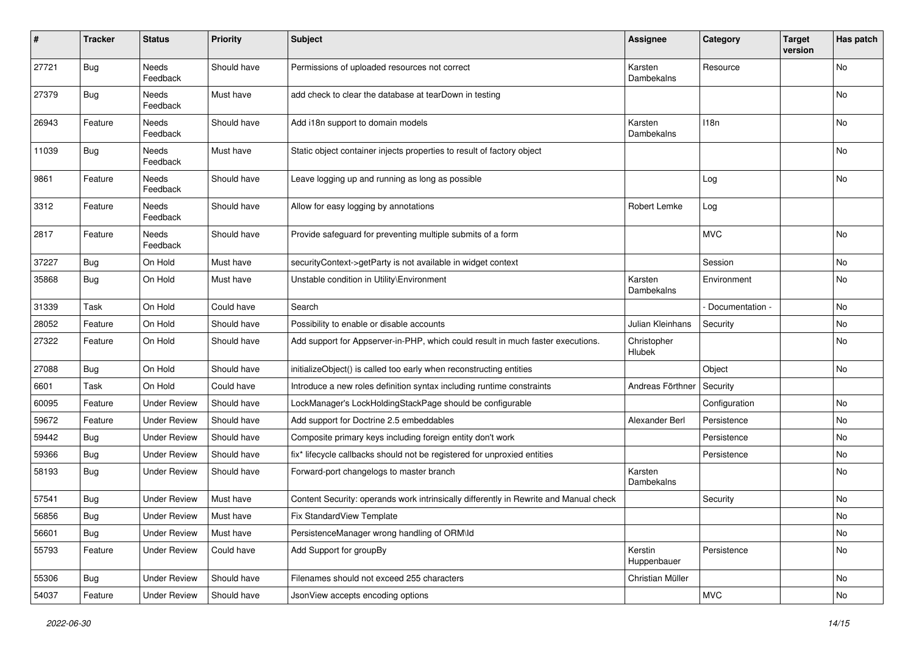| # | Tracker | Status | Priority | Subject | Assignee | Category | Target version | Has patch |
|---|---|---|---|---|---|---|---|---|
| 27721 | Bug | Needs Feedback | Should have | Permissions of uploaded resources not correct | Karsten Dambekalns | Resource | | No |
| 27379 | Bug | Needs Feedback | Must have | add check to clear the database at tearDown in testing | | | | No |
| 26943 | Feature | Needs Feedback | Should have | Add i18n support to domain models | Karsten Dambekalns | I18n | | No |
| 11039 | Bug | Needs Feedback | Must have | Static object container injects properties to result of factory object | | | | No |
| 9861 | Feature | Needs Feedback | Should have | Leave logging up and running as long as possible | | Log | | No |
| 3312 | Feature | Needs Feedback | Should have | Allow for easy logging by annotations | Robert Lemke | Log | | |
| 2817 | Feature | Needs Feedback | Should have | Provide safeguard for preventing multiple submits of a form | | MVC | | No |
| 37227 | Bug | On Hold | Must have | securityContext->getParty is not available in widget context | | Session | | No |
| 35868 | Bug | On Hold | Must have | Unstable condition in Utility\Environment | Karsten Dambekalns | Environment | | No |
| 31339 | Task | On Hold | Could have | Search | | - Documentation - | | No |
| 28052 | Feature | On Hold | Should have | Possibility to enable or disable accounts | Julian Kleinhans | Security | | No |
| 27322 | Feature | On Hold | Should have | Add support for Appserver-in-PHP, which could result in much faster executions. | Christopher Hlubek | | | No |
| 27088 | Bug | On Hold | Should have | initializeObject() is called too early when reconstructing entities | | Object | | No |
| 6601 | Task | On Hold | Could have | Introduce a new roles definition syntax including runtime constraints | Andreas Förthner | Security | | |
| 60095 | Feature | Under Review | Should have | LockManager's LockHoldingStackPage should be configurable | | Configuration | | No |
| 59672 | Feature | Under Review | Should have | Add support for Doctrine 2.5 embeddables | Alexander Berl | Persistence | | No |
| 59442 | Bug | Under Review | Should have | Composite primary keys including foreign entity don't work | | Persistence | | No |
| 59366 | Bug | Under Review | Should have | fix* lifecycle callbacks should not be registered for unproxied entities | | Persistence | | No |
| 58193 | Bug | Under Review | Should have | Forward-port changelogs to master branch | Karsten Dambekalns | | | No |
| 57541 | Bug | Under Review | Must have | Content Security: operands work intrinsically differently in Rewrite and Manual check | | Security | | No |
| 56856 | Bug | Under Review | Must have | Fix StandardView Template | | | | No |
| 56601 | Bug | Under Review | Must have | PersistenceManager wrong handling of ORM\Id | | | | No |
| 55793 | Feature | Under Review | Could have | Add Support for groupBy | Kerstin Huppenbauer | Persistence | | No |
| 55306 | Bug | Under Review | Should have | Filenames should not exceed 255 characters | Christian Müller | | | No |
| 54037 | Feature | Under Review | Should have | JsonView accepts encoding options | | MVC | | No |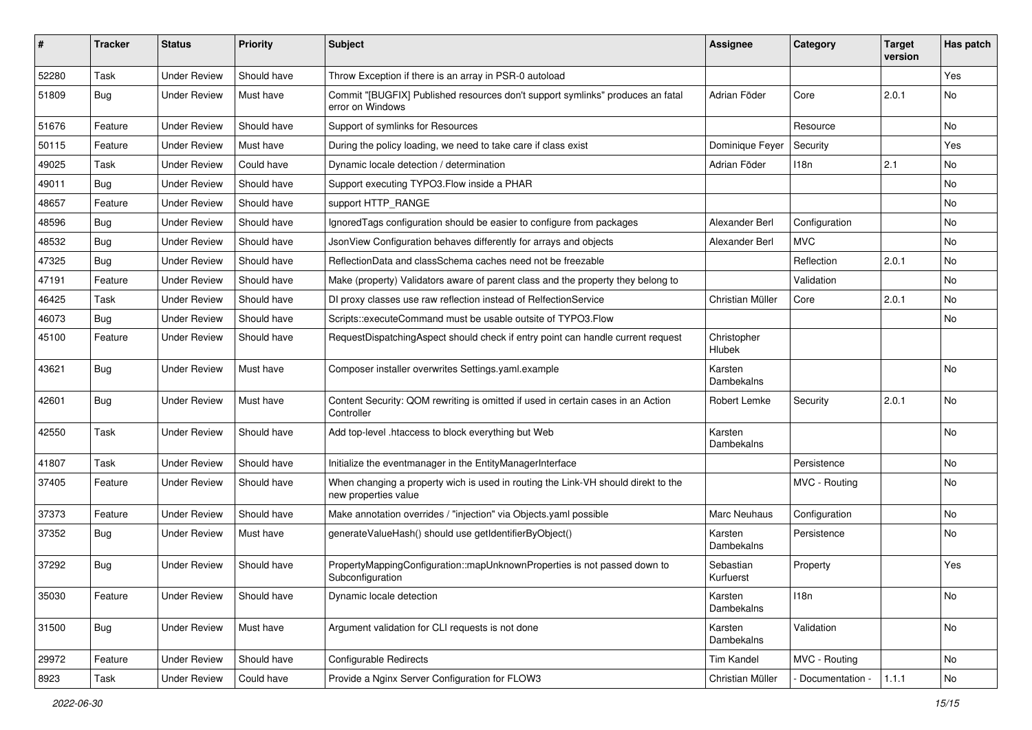| # | Tracker | Status | Priority | Subject | Assignee | Category | Target version | Has patch |
|---|---|---|---|---|---|---|---|---|
| 52280 | Task | Under Review | Should have | Throw Exception if there is an array in PSR-0 autoload | | | | Yes |
| 51809 | Bug | Under Review | Must have | Commit "[BUGFIX] Published resources don't support symlinks" produces an fatal error on Windows | Adrian Föder | Core | 2.0.1 | No |
| 51676 | Feature | Under Review | Should have | Support of symlinks for Resources | | Resource | | No |
| 50115 | Feature | Under Review | Must have | During the policy loading, we need to take care if class exist | Dominique Feyer | Security | | Yes |
| 49025 | Task | Under Review | Could have | Dynamic locale detection / determination | Adrian Föder | I18n | 2.1 | No |
| 49011 | Bug | Under Review | Should have | Support executing TYPO3.Flow inside a PHAR | | | | No |
| 48657 | Feature | Under Review | Should have | support HTTP_RANGE | | | | No |
| 48596 | Bug | Under Review | Should have | IgnoredTags configuration should be easier to configure from packages | Alexander Berl | Configuration | | No |
| 48532 | Bug | Under Review | Should have | JsonView Configuration behaves differently for arrays and objects | Alexander Berl | MVC | | No |
| 47325 | Bug | Under Review | Should have | ReflectionData and classSchema caches need not be freezable | | Reflection | 2.0.1 | No |
| 47191 | Feature | Under Review | Should have | Make (property) Validators aware of parent class and the property they belong to | | Validation | | No |
| 46425 | Task | Under Review | Should have | DI proxy classes use raw reflection instead of RelfectionService | Christian Müller | Core | 2.0.1 | No |
| 46073 | Bug | Under Review | Should have | Scripts::executeCommand must be usable outsite of TYPO3.Flow | | | | No |
| 45100 | Feature | Under Review | Should have | RequestDispatchingAspect should check if entry point can handle current request | Christopher Hlubek | | | |
| 43621 | Bug | Under Review | Must have | Composer installer overwrites Settings.yaml.example | Karsten Dambekalns | | | No |
| 42601 | Bug | Under Review | Must have | Content Security: QOM rewriting is omitted if used in certain cases in an Action Controller | Robert Lemke | Security | 2.0.1 | No |
| 42550 | Task | Under Review | Should have | Add top-level .htaccess to block everything but Web | Karsten Dambekalns | | | No |
| 41807 | Task | Under Review | Should have | Initialize the eventmanager in the EntityManagerInterface | | Persistence | | No |
| 37405 | Feature | Under Review | Should have | When changing a property wich is used in routing the Link-VH should direkt to the new properties value | | MVC - Routing | | No |
| 37373 | Feature | Under Review | Should have | Make annotation overrides / "injection" via Objects.yaml possible | Marc Neuhaus | Configuration | | No |
| 37352 | Bug | Under Review | Must have | generateValueHash() should use getIdentifierByObject() | Karsten Dambekalns | Persistence | | No |
| 37292 | Bug | Under Review | Should have | PropertyMappingConfiguration::mapUnknownProperties is not passed down to Subconfiguration | Sebastian Kurfuerst | Property | | Yes |
| 35030 | Feature | Under Review | Should have | Dynamic locale detection | Karsten Dambekalns | I18n | | No |
| 31500 | Bug | Under Review | Must have | Argument validation for CLI requests is not done | Karsten Dambekalns | Validation | | No |
| 29972 | Feature | Under Review | Should have | Configurable Redirects | Tim Kandel | MVC - Routing | | No |
| 8923 | Task | Under Review | Could have | Provide a Nginx Server Configuration for FLOW3 | Christian Müller | - Documentation - | 1.1.1 | No |

2022-06-30